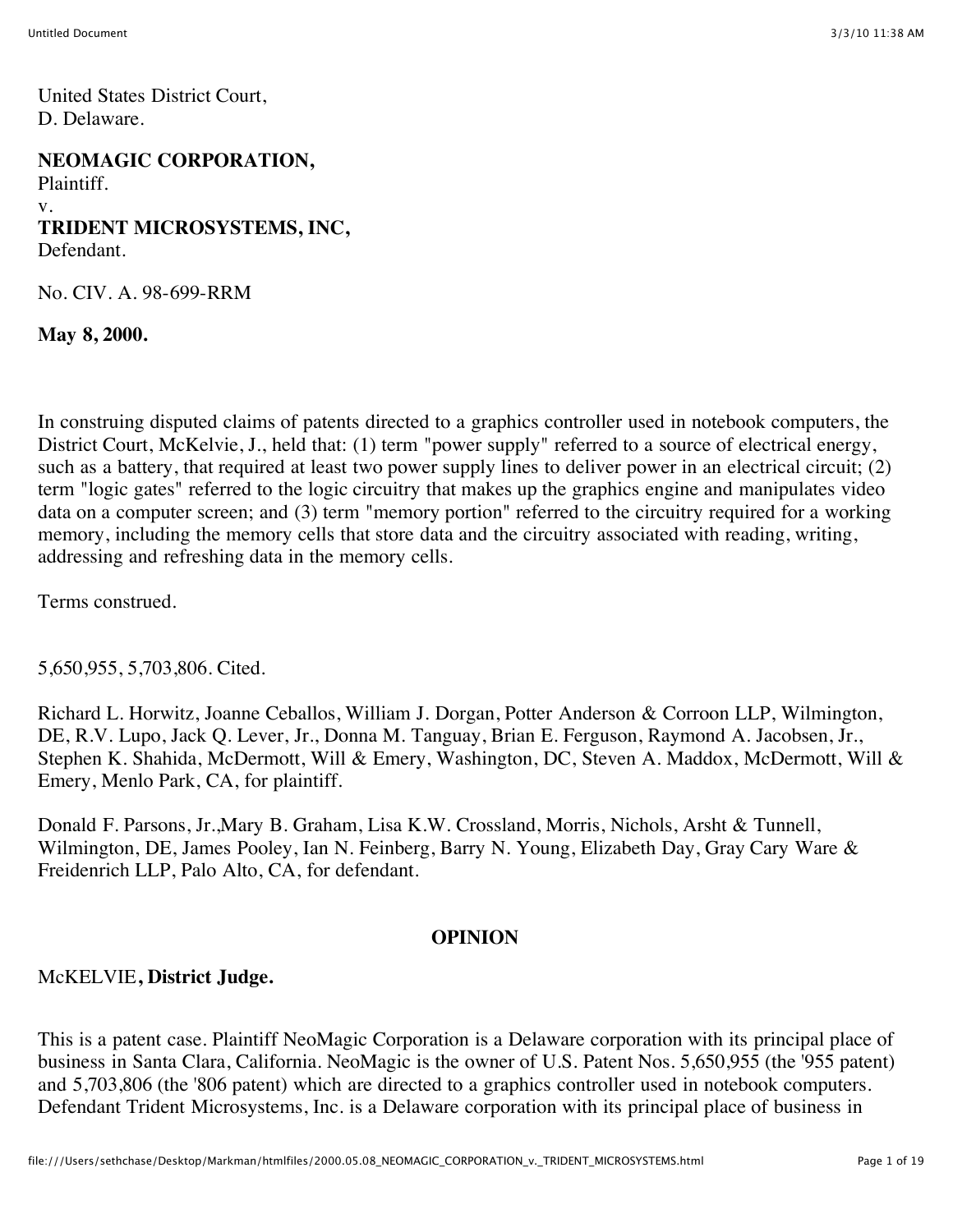United States District Court,
D. Delaware.

**NEOMAGIC CORPORATION,**
Plaintiff.
v.
**TRIDENT MICROSYSTEMS, INC,**
Defendant.

No. CIV. A. 98-699-RRM

**May 8, 2000.**

In construing disputed claims of patents directed to a graphics controller used in notebook computers, the District Court, McKelvie, J., held that: (1) term "power supply" referred to a source of electrical energy, such as a battery, that required at least two power supply lines to deliver power in an electrical circuit; (2) term "logic gates" referred to the logic circuitry that makes up the graphics engine and manipulates video data on a computer screen; and (3) term "memory portion" referred to the circuitry required for a working memory, including the memory cells that store data and the circuitry associated with reading, writing, addressing and refreshing data in the memory cells.

Terms construed.

5,650,955, 5,703,806. Cited.

Richard L. Horwitz, Joanne Ceballos, William J. Dorgan, Potter Anderson & Corroon LLP, Wilmington, DE, R.V. Lupo, Jack Q. Lever, Jr., Donna M. Tanguay, Brian E. Ferguson, Raymond A. Jacobsen, Jr., Stephen K. Shahida, McDermott, Will & Emery, Washington, DC, Steven A. Maddox, McDermott, Will & Emery, Menlo Park, CA, for plaintiff.

Donald F. Parsons, Jr.,Mary B. Graham, Lisa K.W. Crossland, Morris, Nichols, Arsht & Tunnell, Wilmington, DE, James Pooley, Ian N. Feinberg, Barry N. Young, Elizabeth Day, Gray Cary Ware & Freidenrich LLP, Palo Alto, CA, for defendant.

## OPINION

McKELVIE**, District Judge.**

This is a patent case. Plaintiff NeoMagic Corporation is a Delaware corporation with its principal place of business in Santa Clara, California. NeoMagic is the owner of U.S. Patent Nos. 5,650,955 (the '955 patent) and 5,703,806 (the '806 patent) which are directed to a graphics controller used in notebook computers. Defendant Trident Microsystems, Inc. is a Delaware corporation with its principal place of business in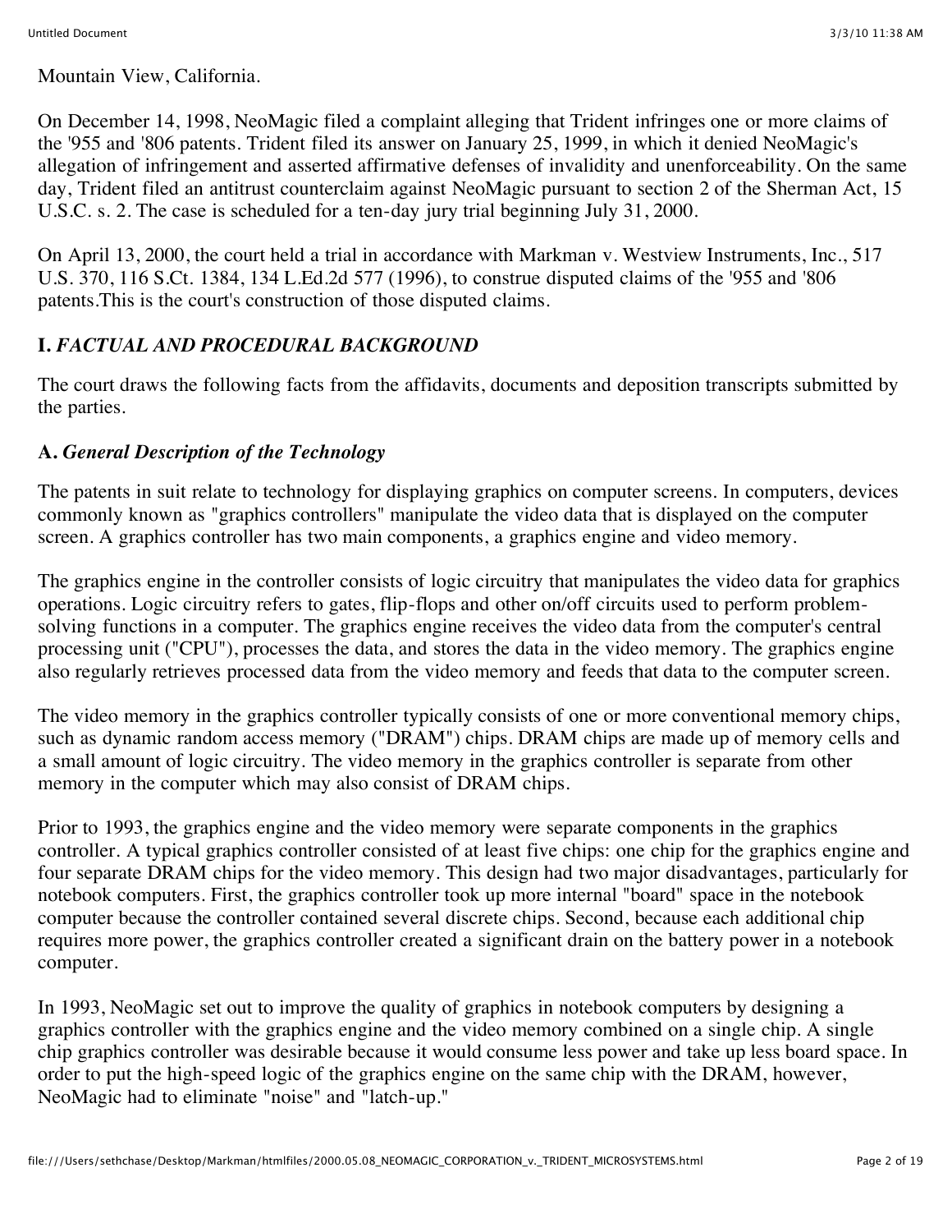Mountain View, California.

On December 14, 1998, NeoMagic filed a complaint alleging that Trident infringes one or more claims of the '955 and '806 patents. Trident filed its answer on January 25, 1999, in which it denied NeoMagic's allegation of infringement and asserted affirmative defenses of invalidity and unenforceability. On the same day, Trident filed an antitrust counterclaim against NeoMagic pursuant to section 2 of the Sherman Act, 15 U.S.C. s. 2. The case is scheduled for a ten-day jury trial beginning July 31, 2000.

On April 13, 2000, the court held a trial in accordance with Markman v. Westview Instruments, Inc., 517 U.S. 370, 116 S.Ct. 1384, 134 L.Ed.2d 577 (1996), to construe disputed claims of the '955 and '806 patents.This is the court's construction of those disputed claims.

## I. *FACTUAL AND PROCEDURAL BACKGROUND*

The court draws the following facts from the affidavits, documents and deposition transcripts submitted by the parties.

### A. *General Description of the Technology*

The patents in suit relate to technology for displaying graphics on computer screens. In computers, devices commonly known as "graphics controllers" manipulate the video data that is displayed on the computer screen. A graphics controller has two main components, a graphics engine and video memory.

The graphics engine in the controller consists of logic circuitry that manipulates the video data for graphics operations. Logic circuitry refers to gates, flip-flops and other on/off circuits used to perform problem-solving functions in a computer. The graphics engine receives the video data from the computer's central processing unit ("CPU"), processes the data, and stores the data in the video memory. The graphics engine also regularly retrieves processed data from the video memory and feeds that data to the computer screen.

The video memory in the graphics controller typically consists of one or more conventional memory chips, such as dynamic random access memory ("DRAM") chips. DRAM chips are made up of memory cells and a small amount of logic circuitry. The video memory in the graphics controller is separate from other memory in the computer which may also consist of DRAM chips.

Prior to 1993, the graphics engine and the video memory were separate components in the graphics controller. A typical graphics controller consisted of at least five chips: one chip for the graphics engine and four separate DRAM chips for the video memory. This design had two major disadvantages, particularly for notebook computers. First, the graphics controller took up more internal "board" space in the notebook computer because the controller contained several discrete chips. Second, because each additional chip requires more power, the graphics controller created a significant drain on the battery power in a notebook computer.

In 1993, NeoMagic set out to improve the quality of graphics in notebook computers by designing a graphics controller with the graphics engine and the video memory combined on a single chip. A single chip graphics controller was desirable because it would consume less power and take up less board space. In order to put the high-speed logic of the graphics engine on the same chip with the DRAM, however, NeoMagic had to eliminate "noise" and "latch-up."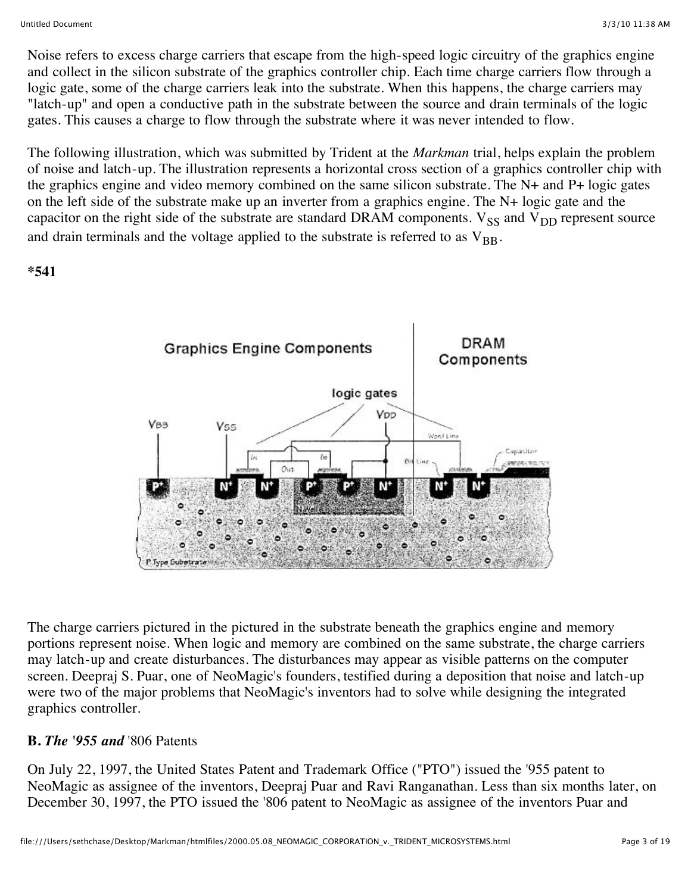Noise refers to excess charge carriers that escape from the high-speed logic circuitry of the graphics engine and collect in the silicon substrate of the graphics controller chip. Each time charge carriers flow through a logic gate, some of the charge carriers leak into the substrate. When this happens, the charge carriers may "latch-up" and open a conductive path in the substrate between the source and drain terminals of the logic gates. This causes a charge to flow through the substrate where it was never intended to flow.

The following illustration, which was submitted by Trident at the *Markman* trial, helps explain the problem of noise and latch-up. The illustration represents a horizontal cross section of a graphics controller chip with the graphics engine and video memory combined on the same silicon substrate. The N+ and P+ logic gates on the left side of the substrate make up an inverter from a graphics engine. The N+ logic gate and the capacitor on the right side of the substrate are standard DRAM components. $V_{SS}$ and $V_{DD}$ represent source and drain terminals and the voltage applied to the substrate is referred to as $V_{BB}$.

**\*541**

The charge carriers pictured in the pictured in the substrate beneath the graphics engine and memory portions represent noise. When logic and memory are combined on the same substrate, the charge carriers may latch-up and create disturbances. The disturbances may appear as visible patterns on the computer screen. Deepraj S. Puar, one of NeoMagic's founders, testified during a deposition that noise and latch-up were two of the major problems that NeoMagic's inventors had to solve while designing the integrated graphics controller.

### B. *The '955 and* '806 Patents

On July 22, 1997, the United States Patent and Trademark Office ("PTO") issued the '955 patent to NeoMagic as assignee of the inventors, Deepraj Puar and Ravi Ranganathan. Less than six months later, on December 30, 1997, the PTO issued the '806 patent to NeoMagic as assignee of the inventors Puar and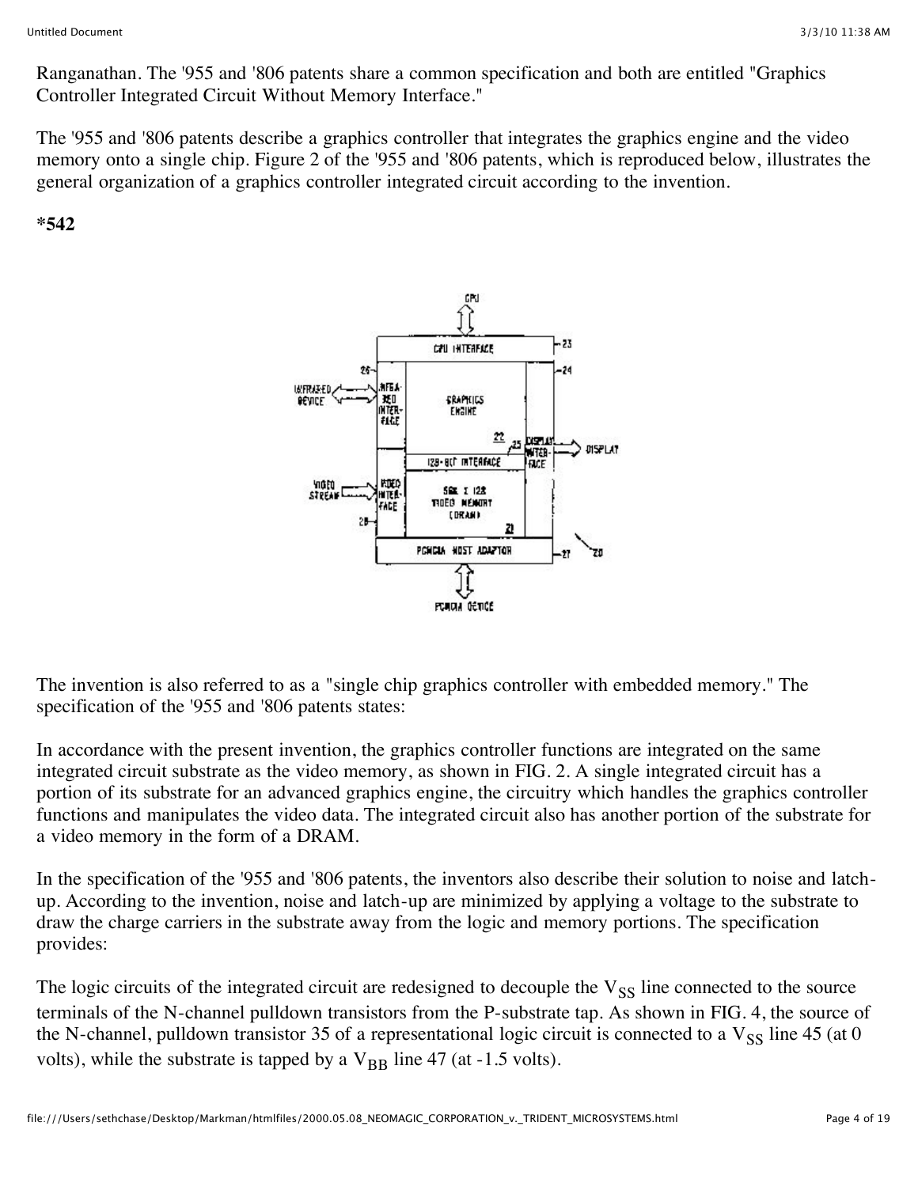Ranganathan. The '955 and '806 patents share a common specification and both are entitled "Graphics Controller Integrated Circuit Without Memory Interface."

The '955 and '806 patents describe a graphics controller that integrates the graphics engine and the video memory onto a single chip. Figure 2 of the '955 and '806 patents, which is reproduced below, illustrates the general organization of a graphics controller integrated circuit according to the invention.

**\*542**

The invention is also referred to as a "single chip graphics controller with embedded memory." The specification of the '955 and '806 patents states:

In accordance with the present invention, the graphics controller functions are integrated on the same integrated circuit substrate as the video memory, as shown in FIG. 2. A single integrated circuit has a portion of its substrate for an advanced graphics engine, the circuitry which handles the graphics controller functions and manipulates the video data. The integrated circuit also has another portion of the substrate for a video memory in the form of a DRAM.

In the specification of the '955 and '806 patents, the inventors also describe their solution to noise and latch-up. According to the invention, noise and latch-up are minimized by applying a voltage to the substrate to draw the charge carriers in the substrate away from the logic and memory portions. The specification provides:

The logic circuits of the integrated circuit are redesigned to decouple the $V_{SS}$ line connected to the source terminals of the N-channel pulldown transistors from the P-substrate tap. As shown in FIG. 4, the source of the N-channel, pulldown transistor 35 of a representational logic circuit is connected to a $V_{SS}$ line 45 (at 0 volts), while the substrate is tapped by a $V_{BB}$ line 47 (at -1.5 volts).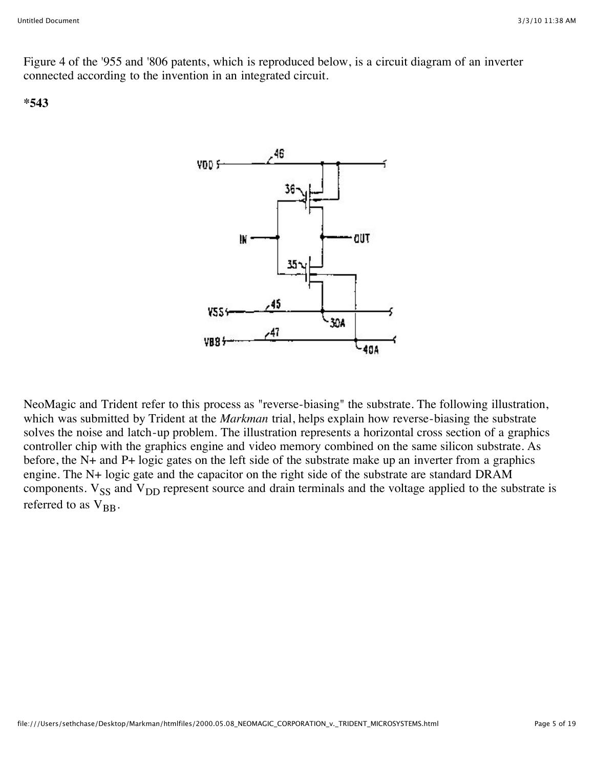Figure 4 of the '955 and '806 patents, which is reproduced below, is a circuit diagram of an inverter connected according to the invention in an integrated circuit.

**\*543**

NeoMagic and Trident refer to this process as "reverse-biasing" the substrate. The following illustration, which was submitted by Trident at the *Markman* trial, helps explain how reverse-biasing the substrate solves the noise and latch-up problem. The illustration represents a horizontal cross section of a graphics controller chip with the graphics engine and video memory combined on the same silicon substrate. As before, the N+ and P+ logic gates on the left side of the substrate make up an inverter from a graphics engine. The N+ logic gate and the capacitor on the right side of the substrate are standard DRAM components. $V_{SS}$ and $V_{DD}$ represent source and drain terminals and the voltage applied to the substrate is referred to as $V_{BB}$.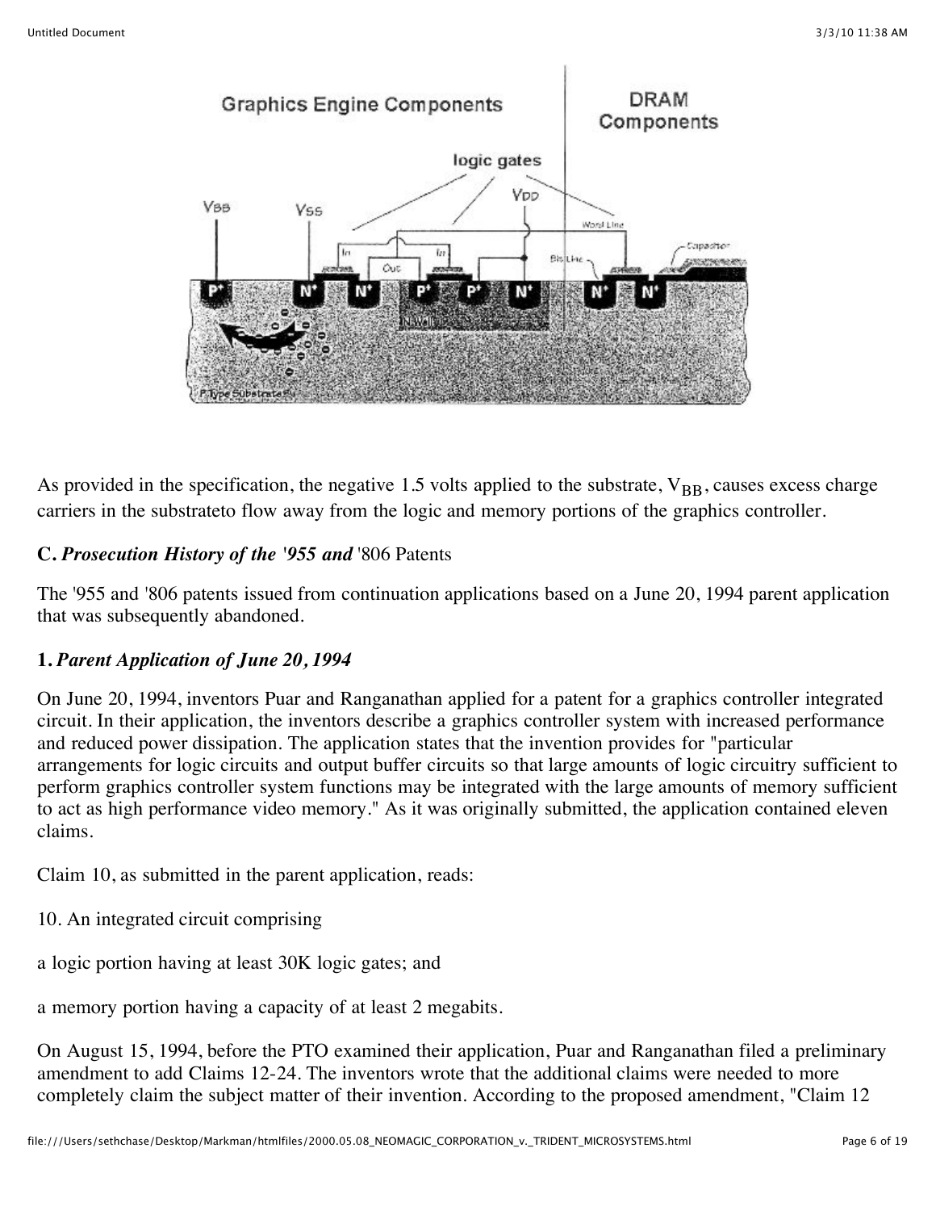As provided in the specification, the negative 1.5 volts applied to the substrate, $V_{BB}$, causes excess charge carriers in the substrateto flow away from the logic and memory portions of the graphics controller.

**C.** ***Prosecution History of the '955 and*** '806 Patents

The '955 and '806 patents issued from continuation applications based on a June 20, 1994 parent application that was subsequently abandoned.

**1.** ***Parent Application of June 20, 1994***

On June 20, 1994, inventors Puar and Ranganathan applied for a patent for a graphics controller integrated circuit. In their application, the inventors describe a graphics controller system with increased performance and reduced power dissipation. The application states that the invention provides for "particular arrangements for logic circuits and output buffer circuits so that large amounts of logic circuitry sufficient to perform graphics controller system functions may be integrated with the large amounts of memory sufficient to act as high performance video memory." As it was originally submitted, the application contained eleven claims.

Claim 10, as submitted in the parent application, reads:

10. An integrated circuit comprising

a logic portion having at least 30K logic gates; and

a memory portion having a capacity of at least 2 megabits.

On August 15, 1994, before the PTO examined their application, Puar and Ranganathan filed a preliminary amendment to add Claims 12-24. The inventors wrote that the additional claims were needed to more completely claim the subject matter of their invention. According to the proposed amendment, "Claim 12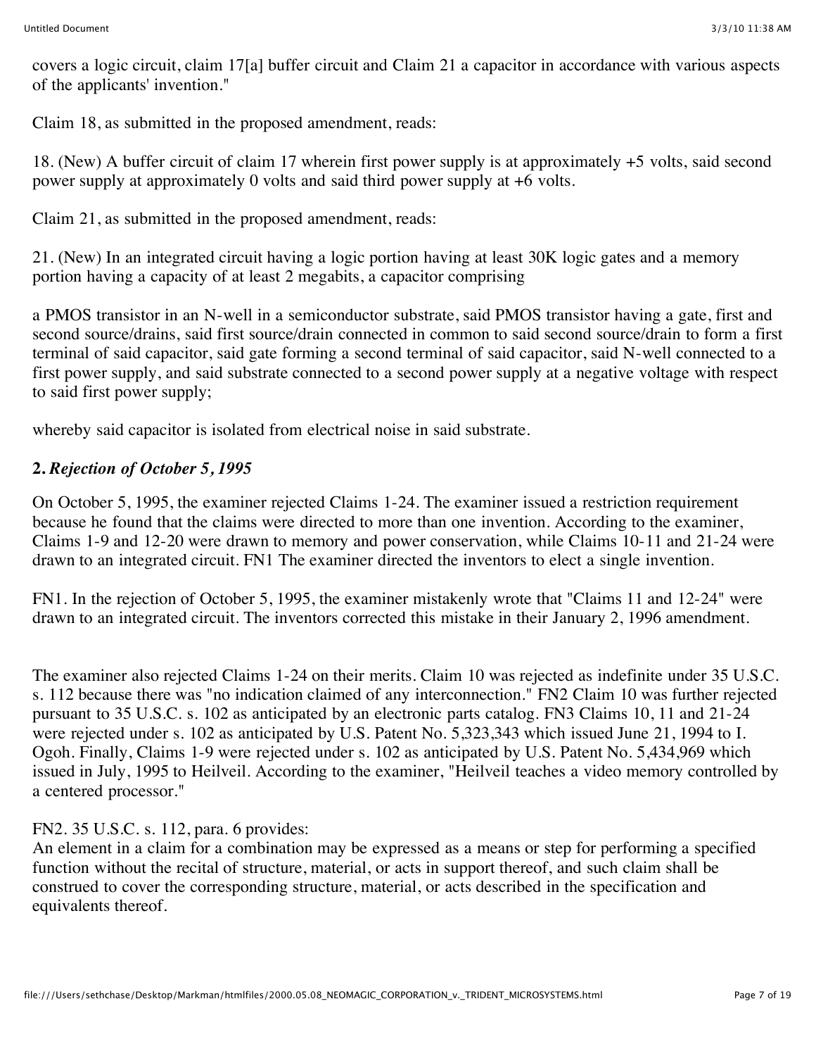covers a logic circuit, claim 17[a] buffer circuit and Claim 21 a capacitor in accordance with various aspects of the applicants' invention."

Claim 18, as submitted in the proposed amendment, reads:

18. (New) A buffer circuit of claim 17 wherein first power supply is at approximately +5 volts, said second power supply at approximately 0 volts and said third power supply at +6 volts.

Claim 21, as submitted in the proposed amendment, reads:

21. (New) In an integrated circuit having a logic portion having at least 30K logic gates and a memory portion having a capacity of at least 2 megabits, a capacitor comprising

a PMOS transistor in an N-well in a semiconductor substrate, said PMOS transistor having a gate, first and second source/drains, said first source/drain connected in common to said second source/drain to form a first terminal of said capacitor, said gate forming a second terminal of said capacitor, said N-well connected to a first power supply, and said substrate connected to a second power supply at a negative voltage with respect to said first power supply;

whereby said capacitor is isolated from electrical noise in said substrate.

**2.** ***Rejection of October 5, 1995***

On October 5, 1995, the examiner rejected Claims 1-24. The examiner issued a restriction requirement because he found that the claims were directed to more than one invention. According to the examiner, Claims 1-9 and 12-20 were drawn to memory and power conservation, while Claims 10-11 and 21-24 were drawn to an integrated circuit. FN1 The examiner directed the inventors to elect a single invention.

FN1. In the rejection of October 5, 1995, the examiner mistakenly wrote that "Claims 11 and 12-24" were drawn to an integrated circuit. The inventors corrected this mistake in their January 2, 1996 amendment.

The examiner also rejected Claims 1-24 on their merits. Claim 10 was rejected as indefinite under 35 U.S.C. s. 112 because there was "no indication claimed of any interconnection." FN2 Claim 10 was further rejected pursuant to 35 U.S.C. s. 102 as anticipated by an electronic parts catalog. FN3 Claims 10, 11 and 21-24 were rejected under s. 102 as anticipated by U.S. Patent No. 5,323,343 which issued June 21, 1994 to I. Ogoh. Finally, Claims 1-9 were rejected under s. 102 as anticipated by U.S. Patent No. 5,434,969 which issued in July, 1995 to Heilveil. According to the examiner, "Heilveil teaches a video memory controlled by a centered processor."

FN2. 35 U.S.C. s. 112, para. 6 provides:
An element in a claim for a combination may be expressed as a means or step for performing a specified function without the recital of structure, material, or acts in support thereof, and such claim shall be construed to cover the corresponding structure, material, or acts described in the specification and equivalents thereof.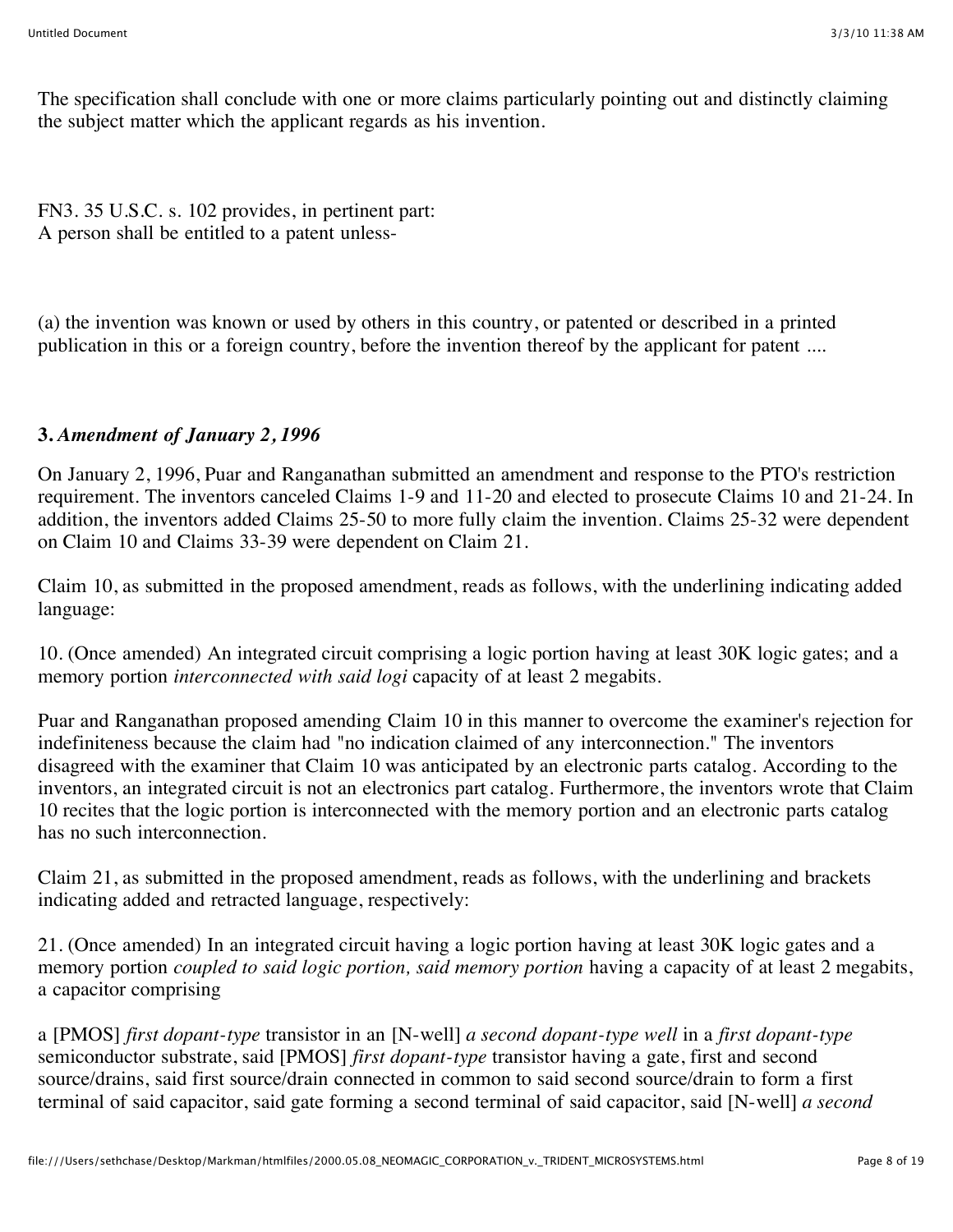The specification shall conclude with one or more claims particularly pointing out and distinctly claiming the subject matter which the applicant regards as his invention.

FN3. 35 U.S.C. s. 102 provides, in pertinent part:
A person shall be entitled to a patent unless-

(a) the invention was known or used by others in this country, or patented or described in a printed publication in this or a foreign country, before the invention thereof by the applicant for patent ....

**3.** ***Amendment of January 2, 1996***

On January 2, 1996, Puar and Ranganathan submitted an amendment and response to the PTO's restriction requirement. The inventors canceled Claims 1-9 and 11-20 and elected to prosecute Claims 10 and 21-24. In addition, the inventors added Claims 25-50 to more fully claim the invention. Claims 25-32 were dependent on Claim 10 and Claims 33-39 were dependent on Claim 21.

Claim 10, as submitted in the proposed amendment, reads as follows, with the underlining indicating added language:

10. (Once amended) An integrated circuit comprising a logic portion having at least 30K logic gates; and a memory portion *interconnected with said logi* capacity of at least 2 megabits.

Puar and Ranganathan proposed amending Claim 10 in this manner to overcome the examiner's rejection for indefiniteness because the claim had "no indication claimed of any interconnection." The inventors disagreed with the examiner that Claim 10 was anticipated by an electronic parts catalog. According to the inventors, an integrated circuit is not an electronics part catalog. Furthermore, the inventors wrote that Claim 10 recites that the logic portion is interconnected with the memory portion and an electronic parts catalog has no such interconnection.

Claim 21, as submitted in the proposed amendment, reads as follows, with the underlining and brackets indicating added and retracted language, respectively:

21. (Once amended) In an integrated circuit having a logic portion having at least 30K logic gates and a memory portion *coupled to said logic portion, said memory portion* having a capacity of at least 2 megabits, a capacitor comprising

a [PMOS] *first dopant-type* transistor in an [N-well] *a second dopant-type well* in a *first dopant-type* semiconductor substrate, said [PMOS] *first dopant-type* transistor having a gate, first and second source/drains, said first source/drain connected in common to said second source/drain to form a first terminal of said capacitor, said gate forming a second terminal of said capacitor, said [N-well] *a second*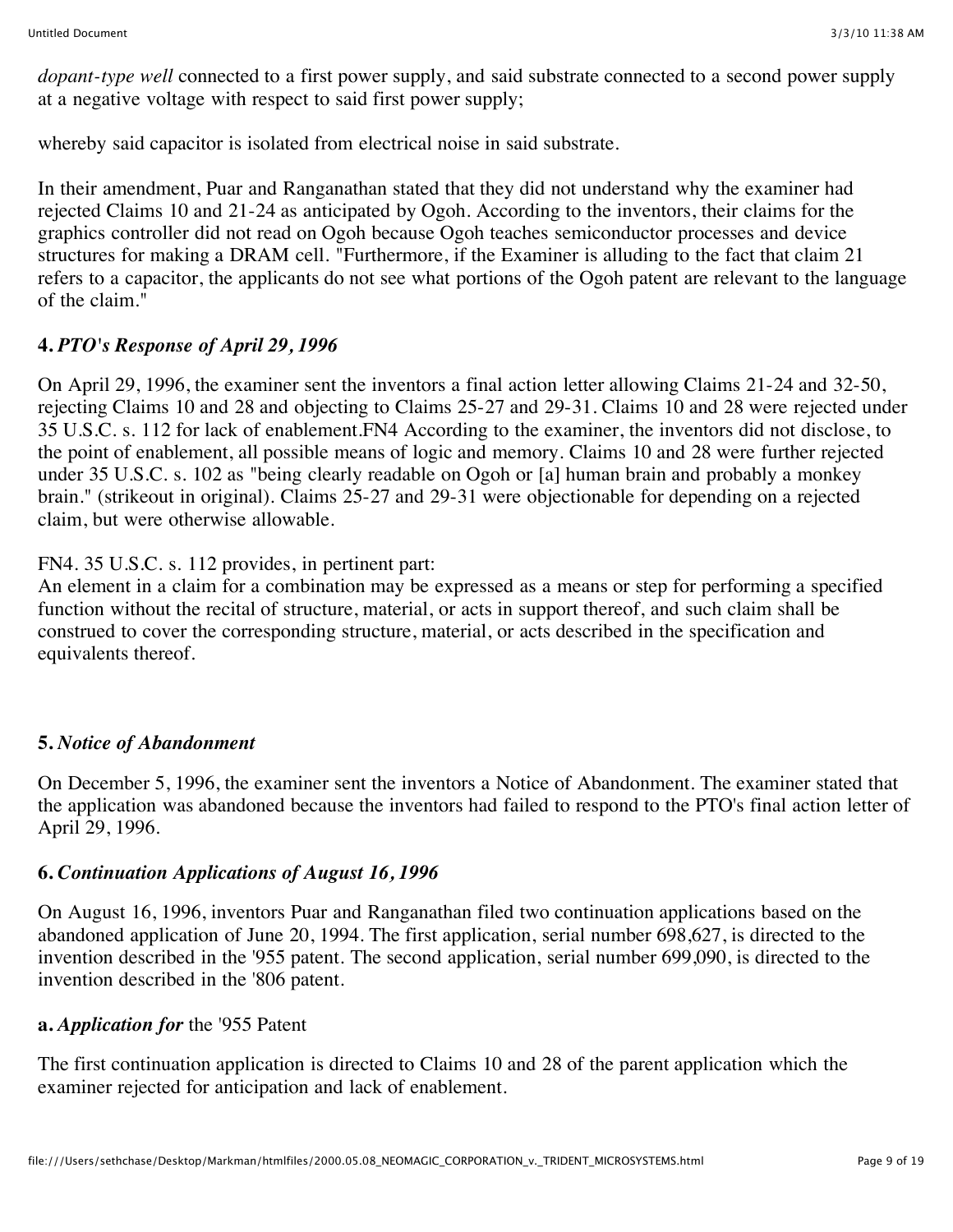*dopant-type well* connected to a first power supply, and said substrate connected to a second power supply at a negative voltage with respect to said first power supply;

whereby said capacitor is isolated from electrical noise in said substrate.

In their amendment, Puar and Ranganathan stated that they did not understand why the examiner had rejected Claims 10 and 21-24 as anticipated by Ogoh. According to the inventors, their claims for the graphics controller did not read on Ogoh because Ogoh teaches semiconductor processes and device structures for making a DRAM cell. "Furthermore, if the Examiner is alluding to the fact that claim 21 refers to a capacitor, the applicants do not see what portions of the Ogoh patent are relevant to the language of the claim."

**4.** ***PTO's Response of April 29, 1996***

On April 29, 1996, the examiner sent the inventors a final action letter allowing Claims 21-24 and 32-50, rejecting Claims 10 and 28 and objecting to Claims 25-27 and 29-31. Claims 10 and 28 were rejected under 35 U.S.C. s. 112 for lack of enablement.FN4 According to the examiner, the inventors did not disclose, to the point of enablement, all possible means of logic and memory. Claims 10 and 28 were further rejected under 35 U.S.C. s. 102 as "being clearly readable on Ogoh or [a] human brain and probably a monkey brain." (strikeout in original). Claims 25-27 and 29-31 were objectionable for depending on a rejected claim, but were otherwise allowable.

FN4. 35 U.S.C. s. 112 provides, in pertinent part:
An element in a claim for a combination may be expressed as a means or step for performing a specified function without the recital of structure, material, or acts in support thereof, and such claim shall be construed to cover the corresponding structure, material, or acts described in the specification and equivalents thereof.

**5.** ***Notice of Abandonment***

On December 5, 1996, the examiner sent the inventors a Notice of Abandonment. The examiner stated that the application was abandoned because the inventors had failed to respond to the PTO's final action letter of April 29, 1996.

**6.** ***Continuation Applications of August 16, 1996***

On August 16, 1996, inventors Puar and Ranganathan filed two continuation applications based on the abandoned application of June 20, 1994. The first application, serial number 698,627, is directed to the invention described in the '955 patent. The second application, serial number 699,090, is directed to the invention described in the '806 patent.

**a.** ***Application for*** the '955 Patent

The first continuation application is directed to Claims 10 and 28 of the parent application which the examiner rejected for anticipation and lack of enablement.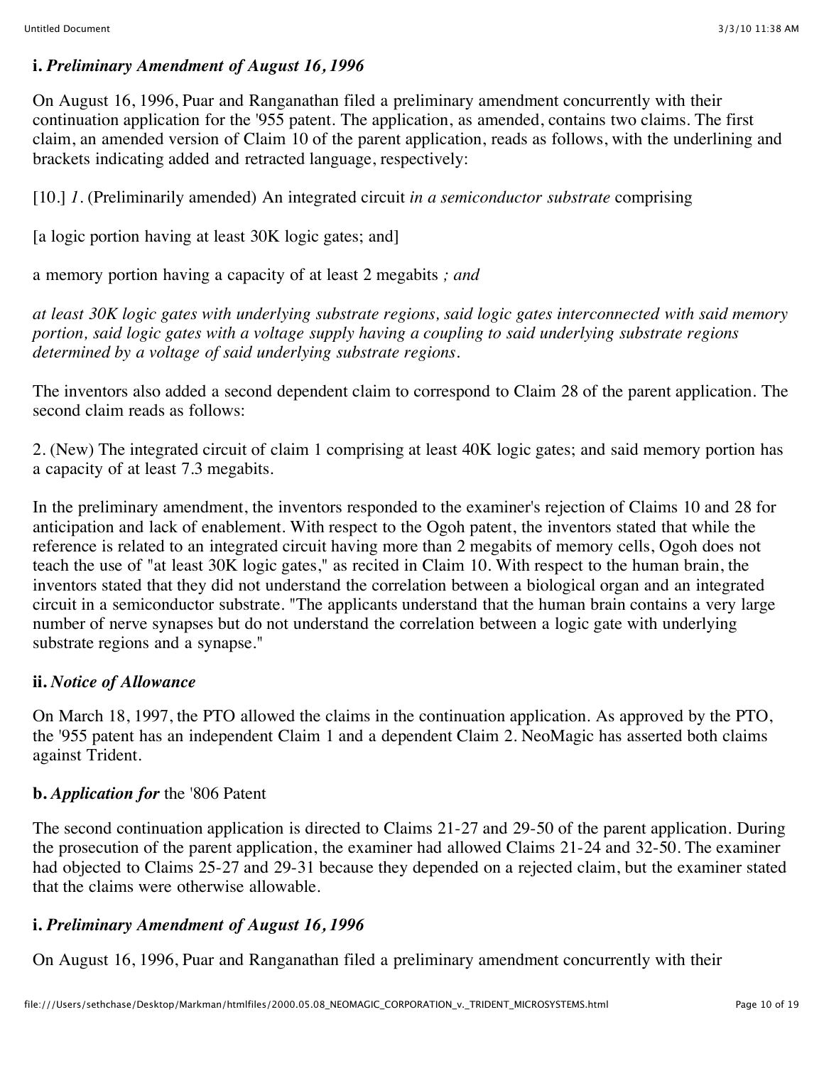**i.** ***Preliminary Amendment of August 16, 1996***

On August 16, 1996, Puar and Ranganathan filed a preliminary amendment concurrently with their continuation application for the '955 patent. The application, as amended, contains two claims. The first claim, an amended version of Claim 10 of the parent application, reads as follows, with the underlining and brackets indicating added and retracted language, respectively:

[10.] *1.* (Preliminarily amended) An integrated circuit *in a semiconductor substrate* comprising

[a logic portion having at least 30K logic gates; and]

a memory portion having a capacity of at least 2 megabits *; and*

*at least 30K logic gates with underlying substrate regions, said logic gates interconnected with said memory portion, said logic gates with a voltage supply having a coupling to said underlying substrate regions determined by a voltage of said underlying substrate regions.*

The inventors also added a second dependent claim to correspond to Claim 28 of the parent application. The second claim reads as follows:

2. (New) The integrated circuit of claim 1 comprising at least 40K logic gates; and said memory portion has a capacity of at least 7.3 megabits.

In the preliminary amendment, the inventors responded to the examiner's rejection of Claims 10 and 28 for anticipation and lack of enablement. With respect to the Ogoh patent, the inventors stated that while the reference is related to an integrated circuit having more than 2 megabits of memory cells, Ogoh does not teach the use of "at least 30K logic gates," as recited in Claim 10. With respect to the human brain, the inventors stated that they did not understand the correlation between a biological organ and an integrated circuit in a semiconductor substrate. "The applicants understand that the human brain contains a very large number of nerve synapses but do not understand the correlation between a logic gate with underlying substrate regions and a synapse."

**ii.** ***Notice of Allowance***

On March 18, 1997, the PTO allowed the claims in the continuation application. As approved by the PTO, the '955 patent has an independent Claim 1 and a dependent Claim 2. NeoMagic has asserted both claims against Trident.

**b.** ***Application for*** the '806 Patent

The second continuation application is directed to Claims 21-27 and 29-50 of the parent application. During the prosecution of the parent application, the examiner had allowed Claims 21-24 and 32-50. The examiner had objected to Claims 25-27 and 29-31 because they depended on a rejected claim, but the examiner stated that the claims were otherwise allowable.

**i.** ***Preliminary Amendment of August 16, 1996***

On August 16, 1996, Puar and Ranganathan filed a preliminary amendment concurrently with their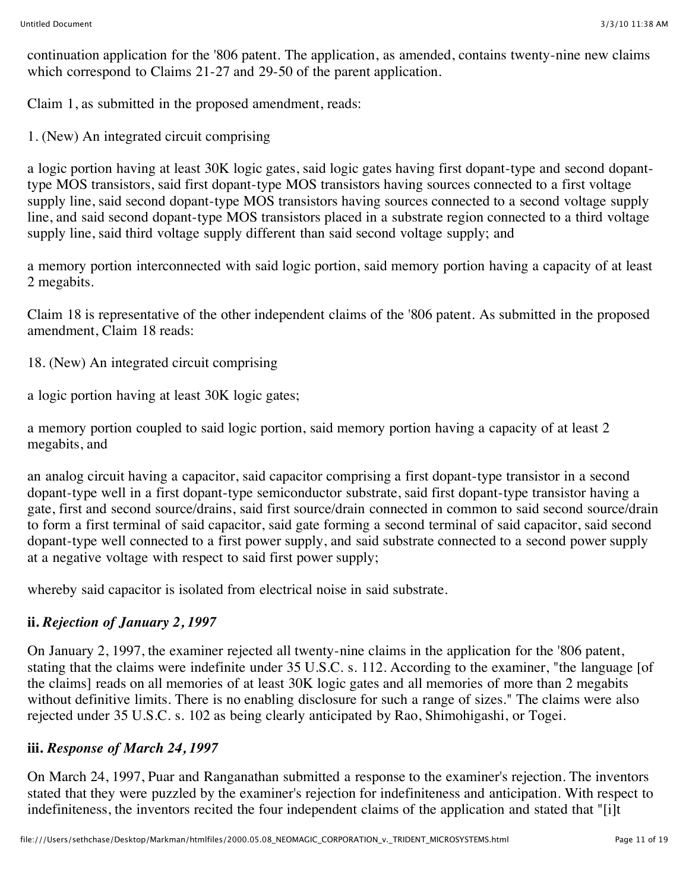continuation application for the '806 patent. The application, as amended, contains twenty-nine new claims which correspond to Claims 21-27 and 29-50 of the parent application.

Claim 1, as submitted in the proposed amendment, reads:

1. (New) An integrated circuit comprising

a logic portion having at least 30K logic gates, said logic gates having first dopant-type and second dopant-type MOS transistors, said first dopant-type MOS transistors having sources connected to a first voltage supply line, said second dopant-type MOS transistors having sources connected to a second voltage supply line, and said second dopant-type MOS transistors placed in a substrate region connected to a third voltage supply line, said third voltage supply different than said second voltage supply; and

a memory portion interconnected with said logic portion, said memory portion having a capacity of at least 2 megabits.

Claim 18 is representative of the other independent claims of the '806 patent. As submitted in the proposed amendment, Claim 18 reads:

18. (New) An integrated circuit comprising

a logic portion having at least 30K logic gates;

a memory portion coupled to said logic portion, said memory portion having a capacity of at least 2 megabits, and

an analog circuit having a capacitor, said capacitor comprising a first dopant-type transistor in a second dopant-type well in a first dopant-type semiconductor substrate, said first dopant-type transistor having a gate, first and second source/drains, said first source/drain connected in common to said second source/drain to form a first terminal of said capacitor, said gate forming a second terminal of said capacitor, said second dopant-type well connected to a first power supply, and said substrate connected to a second power supply at a negative voltage with respect to said first power supply;

whereby said capacitor is isolated from electrical noise in said substrate.

### ii. *Rejection of January 2, 1997*

On January 2, 1997, the examiner rejected all twenty-nine claims in the application for the '806 patent, stating that the claims were indefinite under 35 U.S.C. s. 112. According to the examiner, "the language [of the claims] reads on all memories of at least 30K logic gates and all memories of more than 2 megabits without definitive limits. There is no enabling disclosure for such a range of sizes." The claims were also rejected under 35 U.S.C. s. 102 as being clearly anticipated by Rao, Shimohigashi, or Togei.

### iii. *Response of March 24, 1997*

On March 24, 1997, Puar and Ranganathan submitted a response to the examiner's rejection. The inventors stated that they were puzzled by the examiner's rejection for indefiniteness and anticipation. With respect to indefiniteness, the inventors recited the four independent claims of the application and stated that "[i]t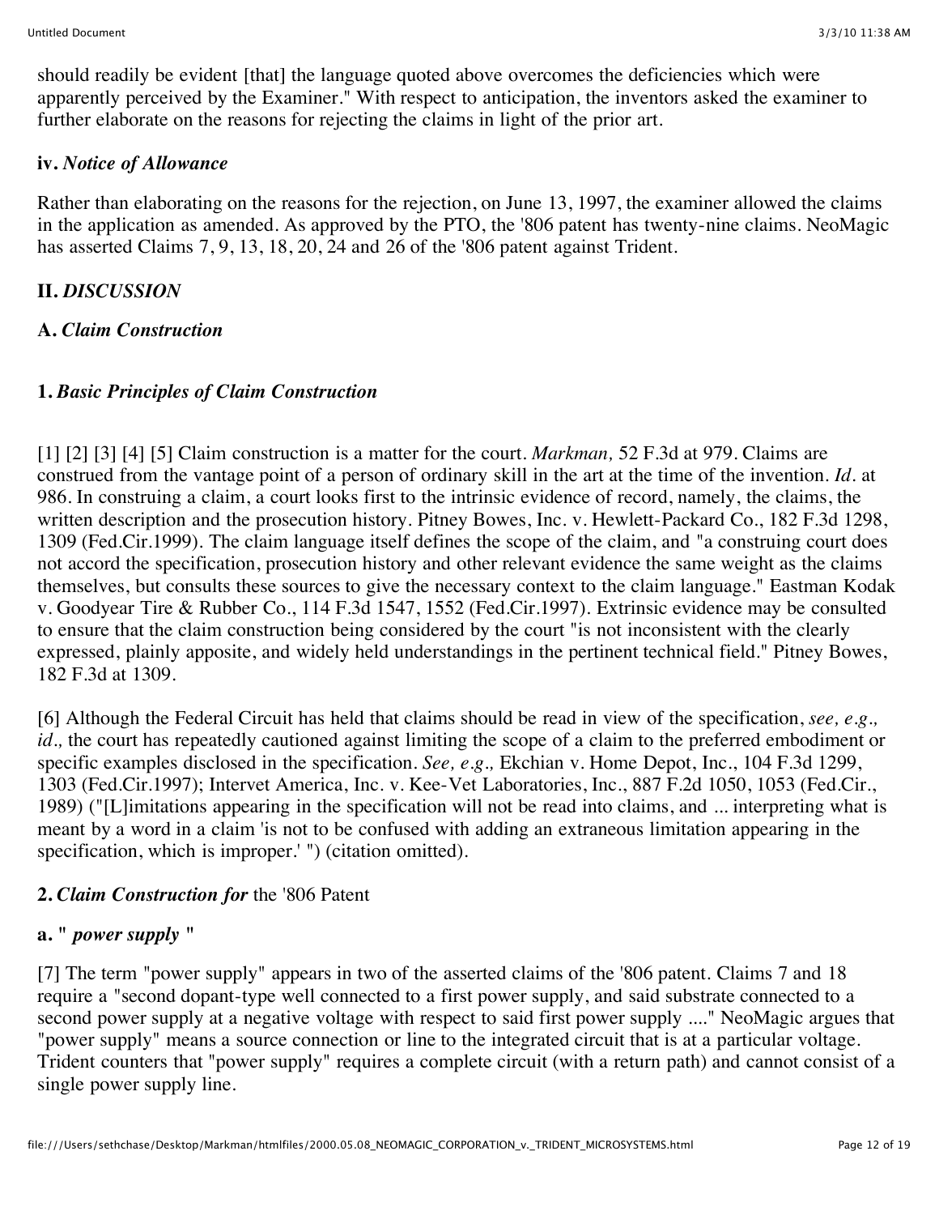should readily be evident [that] the language quoted above overcomes the deficiencies which were apparently perceived by the Examiner." With respect to anticipation, the inventors asked the examiner to further elaborate on the reasons for rejecting the claims in light of the prior art.

**iv.** ***Notice of Allowance***

Rather than elaborating on the reasons for the rejection, on June 13, 1997, the examiner allowed the claims in the application as amended. As approved by the PTO, the '806 patent has twenty-nine claims. NeoMagic has asserted Claims 7, 9, 13, 18, 20, 24 and 26 of the '806 patent against Trident.

## II. *DISCUSSION*

### A. *Claim Construction*

#### 1. *Basic Principles of Claim Construction*

[1] [2] [3] [4] [5] Claim construction is a matter for the court. *Markman,* 52 F.3d at 979. Claims are construed from the vantage point of a person of ordinary skill in the art at the time of the invention. *Id.* at 986. In construing a claim, a court looks first to the intrinsic evidence of record, namely, the claims, the written description and the prosecution history. Pitney Bowes, Inc. v. Hewlett-Packard Co., 182 F.3d 1298, 1309 (Fed.Cir.1999). The claim language itself defines the scope of the claim, and "a construing court does not accord the specification, prosecution history and other relevant evidence the same weight as the claims themselves, but consults these sources to give the necessary context to the claim language." Eastman Kodak v. Goodyear Tire & Rubber Co., 114 F.3d 1547, 1552 (Fed.Cir.1997). Extrinsic evidence may be consulted to ensure that the claim construction being considered by the court "is not inconsistent with the clearly expressed, plainly apposite, and widely held understandings in the pertinent technical field." Pitney Bowes, 182 F.3d at 1309.

[6] Although the Federal Circuit has held that claims should be read in view of the specification, *see, e.g., id.,* the court has repeatedly cautioned against limiting the scope of a claim to the preferred embodiment or specific examples disclosed in the specification. *See, e.g.,* Ekchian v. Home Depot, Inc., 104 F.3d 1299, 1303 (Fed.Cir.1997); Intervet America, Inc. v. Kee-Vet Laboratories, Inc., 887 F.2d 1050, 1053 (Fed.Cir., 1989) ("[L]imitations appearing in the specification will not be read into claims, and ... interpreting what is meant by a word in a claim 'is not to be confused with adding an extraneous limitation appearing in the specification, which is improper.' ") (citation omitted).

#### 2. *Claim Construction for* the '806 Patent

**a. "** ***power supply*** **"**

[7] The term "power supply" appears in two of the asserted claims of the '806 patent. Claims 7 and 18 require a "second dopant-type well connected to a first power supply, and said substrate connected to a second power supply at a negative voltage with respect to said first power supply ...." NeoMagic argues that "power supply" means a source connection or line to the integrated circuit that is at a particular voltage. Trident counters that "power supply" requires a complete circuit (with a return path) and cannot consist of a single power supply line.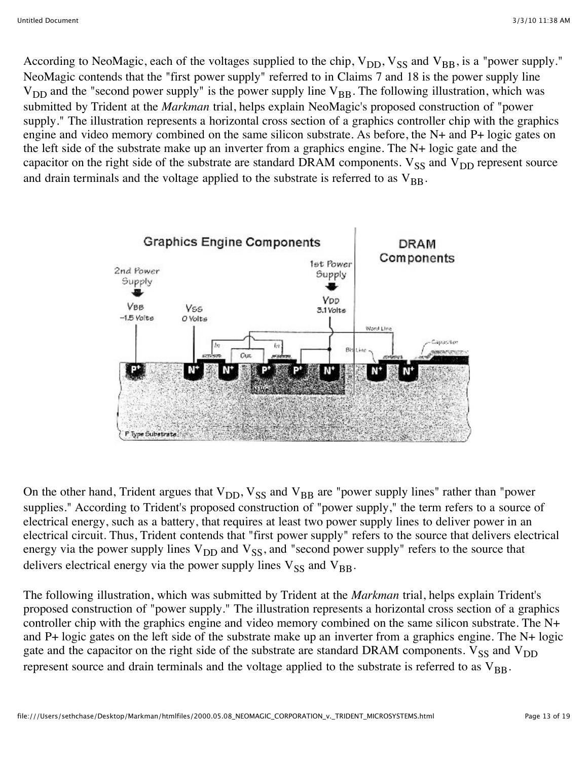According to NeoMagic, each of the voltages supplied to the chip, $V_{DD}$, $V_{SS}$ and $V_{BB}$, is a "power supply." NeoMagic contends that the "first power supply" referred to in Claims 7 and 18 is the power supply line $V_{DD}$ and the "second power supply" is the power supply line $V_{BB}$. The following illustration, which was submitted by Trident at the *Markman* trial, helps explain NeoMagic's proposed construction of "power supply." The illustration represents a horizontal cross section of a graphics controller chip with the graphics engine and video memory combined on the same silicon substrate. As before, the N+ and P+ logic gates on the left side of the substrate make up an inverter from a graphics engine. The N+ logic gate and the capacitor on the right side of the substrate are standard DRAM components. $V_{SS}$ and $V_{DD}$ represent source and drain terminals and the voltage applied to the substrate is referred to as $V_{BB}$.

On the other hand, Trident argues that $V_{DD}$, $V_{SS}$ and $V_{BB}$ are "power supply lines" rather than "power supplies." According to Trident's proposed construction of "power supply," the term refers to a source of electrical energy, such as a battery, that requires at least two power supply lines to deliver power in an electrical circuit. Thus, Trident contends that "first power supply" refers to the source that delivers electrical energy via the power supply lines $V_{DD}$ and $V_{SS}$, and "second power supply" refers to the source that delivers electrical energy via the power supply lines $V_{SS}$ and $V_{BB}$.

The following illustration, which was submitted by Trident at the *Markman* trial, helps explain Trident's proposed construction of "power supply." The illustration represents a horizontal cross section of a graphics controller chip with the graphics engine and video memory combined on the same silicon substrate. The N+ and P+ logic gates on the left side of the substrate make up an inverter from a graphics engine. The N+ logic gate and the capacitor on the right side of the substrate are standard DRAM components. $V_{SS}$ and $V_{DD}$ represent source and drain terminals and the voltage applied to the substrate is referred to as $V_{BB}$.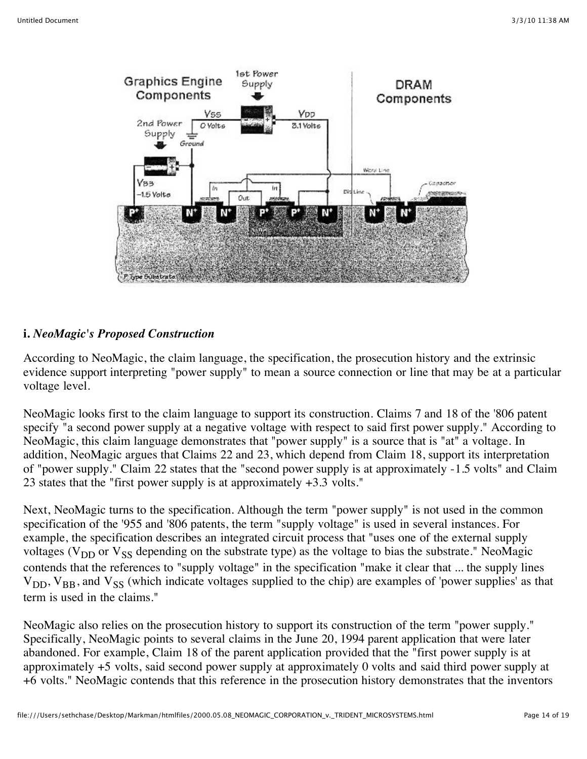**i.** ***NeoMagic's Proposed Construction***

According to NeoMagic, the claim language, the specification, the prosecution history and the extrinsic evidence support interpreting "power supply" to mean a source connection or line that may be at a particular voltage level.

NeoMagic looks first to the claim language to support its construction. Claims 7 and 18 of the '806 patent specify "a second power supply at a negative voltage with respect to said first power supply." According to NeoMagic, this claim language demonstrates that "power supply" is a source that is "at" a voltage. In addition, NeoMagic argues that Claims 22 and 23, which depend from Claim 18, support its interpretation of "power supply." Claim 22 states that the "second power supply is at approximately -1.5 volts" and Claim 23 states that the "first power supply is at approximately +3.3 volts."

Next, NeoMagic turns to the specification. Although the term "power supply" is not used in the common specification of the '955 and '806 patents, the term "supply voltage" is used in several instances. For example, the specification describes an integrated circuit process that "uses one of the external supply voltages ($V_{DD}$ or $V_{SS}$ depending on the substrate type) as the voltage to bias the substrate." NeoMagic contends that the references to "supply voltage" in the specification "make it clear that ... the supply lines $V_{DD}$, $V_{BB}$, and $V_{SS}$ (which indicate voltages supplied to the chip) are examples of 'power supplies' as that term is used in the claims."

NeoMagic also relies on the prosecution history to support its construction of the term "power supply." Specifically, NeoMagic points to several claims in the June 20, 1994 parent application that were later abandoned. For example, Claim 18 of the parent application provided that the "first power supply is at approximately +5 volts, said second power supply at approximately 0 volts and said third power supply at +6 volts." NeoMagic contends that this reference in the prosecution history demonstrates that the inventors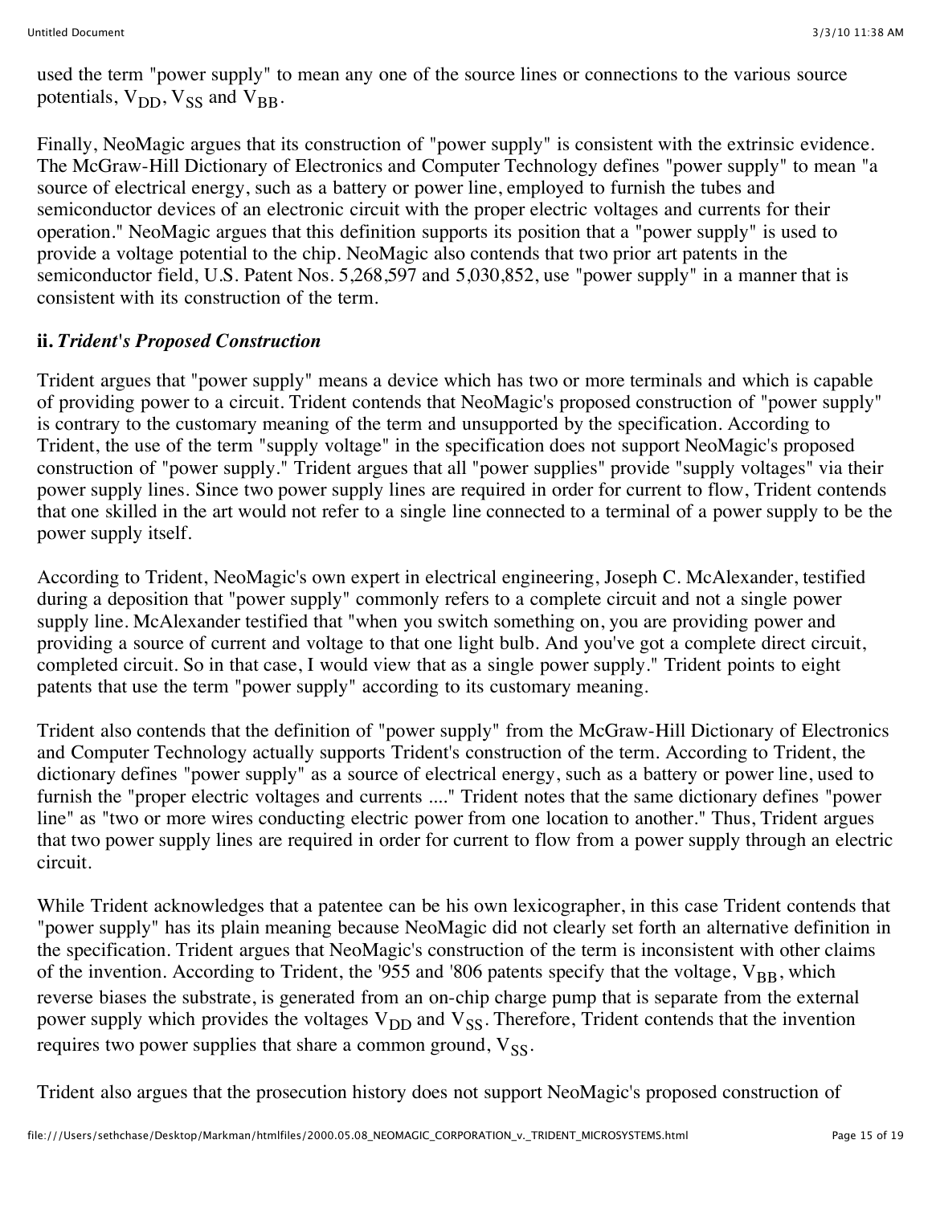used the term "power supply" to mean any one of the source lines or connections to the various source potentials, $V_{DD}$, $V_{SS}$ and $V_{BB}$.

Finally, NeoMagic argues that its construction of "power supply" is consistent with the extrinsic evidence. The McGraw-Hill Dictionary of Electronics and Computer Technology defines "power supply" to mean "a source of electrical energy, such as a battery or power line, employed to furnish the tubes and semiconductor devices of an electronic circuit with the proper electric voltages and currents for their operation." NeoMagic argues that this definition supports its position that a "power supply" is used to provide a voltage potential to the chip. NeoMagic also contends that two prior art patents in the semiconductor field, U.S. Patent Nos. 5,268,597 and 5,030,852, use "power supply" in a manner that is consistent with its construction of the term.

**ii.** ***Trident's Proposed Construction***

Trident argues that "power supply" means a device which has two or more terminals and which is capable of providing power to a circuit. Trident contends that NeoMagic's proposed construction of "power supply" is contrary to the customary meaning of the term and unsupported by the specification. According to Trident, the use of the term "supply voltage" in the specification does not support NeoMagic's proposed construction of "power supply." Trident argues that all "power supplies" provide "supply voltages" via their power supply lines. Since two power supply lines are required in order for current to flow, Trident contends that one skilled in the art would not refer to a single line connected to a terminal of a power supply to be the power supply itself.

According to Trident, NeoMagic's own expert in electrical engineering, Joseph C. McAlexander, testified during a deposition that "power supply" commonly refers to a complete circuit and not a single power supply line. McAlexander testified that "when you switch something on, you are providing power and providing a source of current and voltage to that one light bulb. And you've got a complete direct circuit, completed circuit. So in that case, I would view that as a single power supply." Trident points to eight patents that use the term "power supply" according to its customary meaning.

Trident also contends that the definition of "power supply" from the McGraw-Hill Dictionary of Electronics and Computer Technology actually supports Trident's construction of the term. According to Trident, the dictionary defines "power supply" as a source of electrical energy, such as a battery or power line, used to furnish the "proper electric voltages and currents ...." Trident notes that the same dictionary defines "power line" as "two or more wires conducting electric power from one location to another." Thus, Trident argues that two power supply lines are required in order for current to flow from a power supply through an electric circuit.

While Trident acknowledges that a patentee can be his own lexicographer, in this case Trident contends that "power supply" has its plain meaning because NeoMagic did not clearly set forth an alternative definition in the specification. Trident argues that NeoMagic's construction of the term is inconsistent with other claims of the invention. According to Trident, the '955 and '806 patents specify that the voltage, $V_{BB}$, which reverse biases the substrate, is generated from an on-chip charge pump that is separate from the external power supply which provides the voltages $V_{DD}$ and $V_{SS}$. Therefore, Trident contends that the invention requires two power supplies that share a common ground, $V_{SS}$.

Trident also argues that the prosecution history does not support NeoMagic's proposed construction of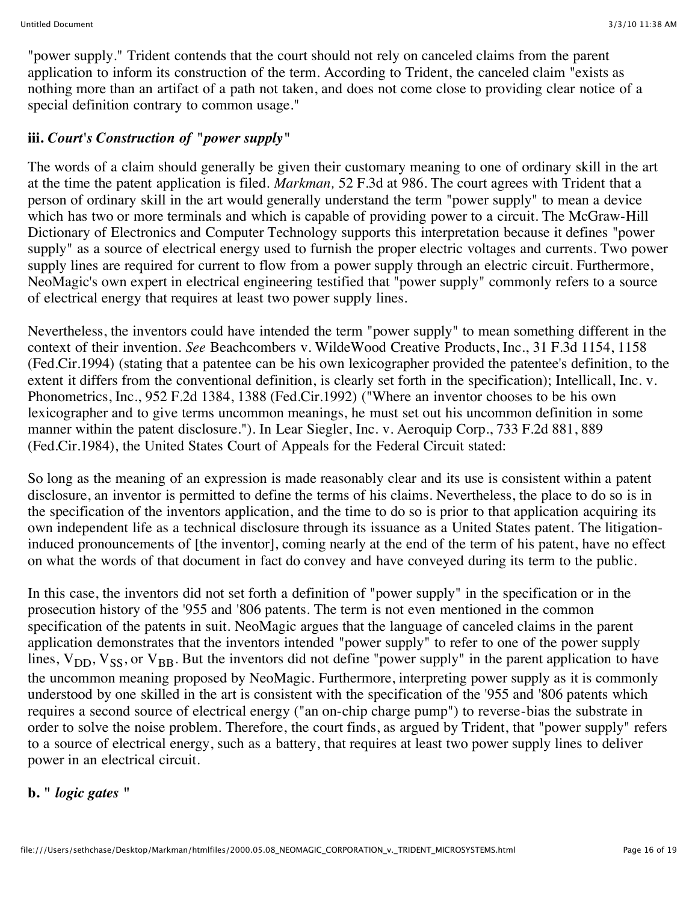"power supply." Trident contends that the court should not rely on canceled claims from the parent application to inform its construction of the term. According to Trident, the canceled claim "exists as nothing more than an artifact of a path not taken, and does not come close to providing clear notice of a special definition contrary to common usage."

### iii. *Court's Construction of "power supply"*

The words of a claim should generally be given their customary meaning to one of ordinary skill in the art at the time the patent application is filed. *Markman,* 52 F.3d at 986. The court agrees with Trident that a person of ordinary skill in the art would generally understand the term "power supply" to mean a device which has two or more terminals and which is capable of providing power to a circuit. The McGraw-Hill Dictionary of Electronics and Computer Technology supports this interpretation because it defines "power supply" as a source of electrical energy used to furnish the proper electric voltages and currents. Two power supply lines are required for current to flow from a power supply through an electric circuit. Furthermore, NeoMagic's own expert in electrical engineering testified that "power supply" commonly refers to a source of electrical energy that requires at least two power supply lines.

Nevertheless, the inventors could have intended the term "power supply" to mean something different in the context of their invention. *See* Beachcombers v. WildeWood Creative Products, Inc., 31 F.3d 1154, 1158 (Fed.Cir.1994) (stating that a patentee can be his own lexicographer provided the patentee's definition, to the extent it differs from the conventional definition, is clearly set forth in the specification); Intellicall, Inc. v. Phonometrics, Inc., 952 F.2d 1384, 1388 (Fed.Cir.1992) ("Where an inventor chooses to be his own lexicographer and to give terms uncommon meanings, he must set out his uncommon definition in some manner within the patent disclosure."). In Lear Siegler, Inc. v. Aeroquip Corp., 733 F.2d 881, 889 (Fed.Cir.1984), the United States Court of Appeals for the Federal Circuit stated:

So long as the meaning of an expression is made reasonably clear and its use is consistent within a patent disclosure, an inventor is permitted to define the terms of his claims. Nevertheless, the place to do so is in the specification of the inventors application, and the time to do so is prior to that application acquiring its own independent life as a technical disclosure through its issuance as a United States patent. The litigation-induced pronouncements of [the inventor], coming nearly at the end of the term of his patent, have no effect on what the words of that document in fact do convey and have conveyed during its term to the public.

In this case, the inventors did not set forth a definition of "power supply" in the specification or in the prosecution history of the '955 and '806 patents. The term is not even mentioned in the common specification of the patents in suit. NeoMagic argues that the language of canceled claims in the parent application demonstrates that the inventors intended "power supply" to refer to one of the power supply lines, $V_{DD}$, $V_{SS}$, or $V_{BB}$. But the inventors did not define "power supply" in the parent application to have the uncommon meaning proposed by NeoMagic. Furthermore, interpreting power supply as it is commonly understood by one skilled in the art is consistent with the specification of the '955 and '806 patents which requires a second source of electrical energy ("an on-chip charge pump") to reverse-bias the substrate in order to solve the noise problem. Therefore, the court finds, as argued by Trident, that "power supply" refers to a source of electrical energy, such as a battery, that requires at least two power supply lines to deliver power in an electrical circuit.

### b. " *logic gates* "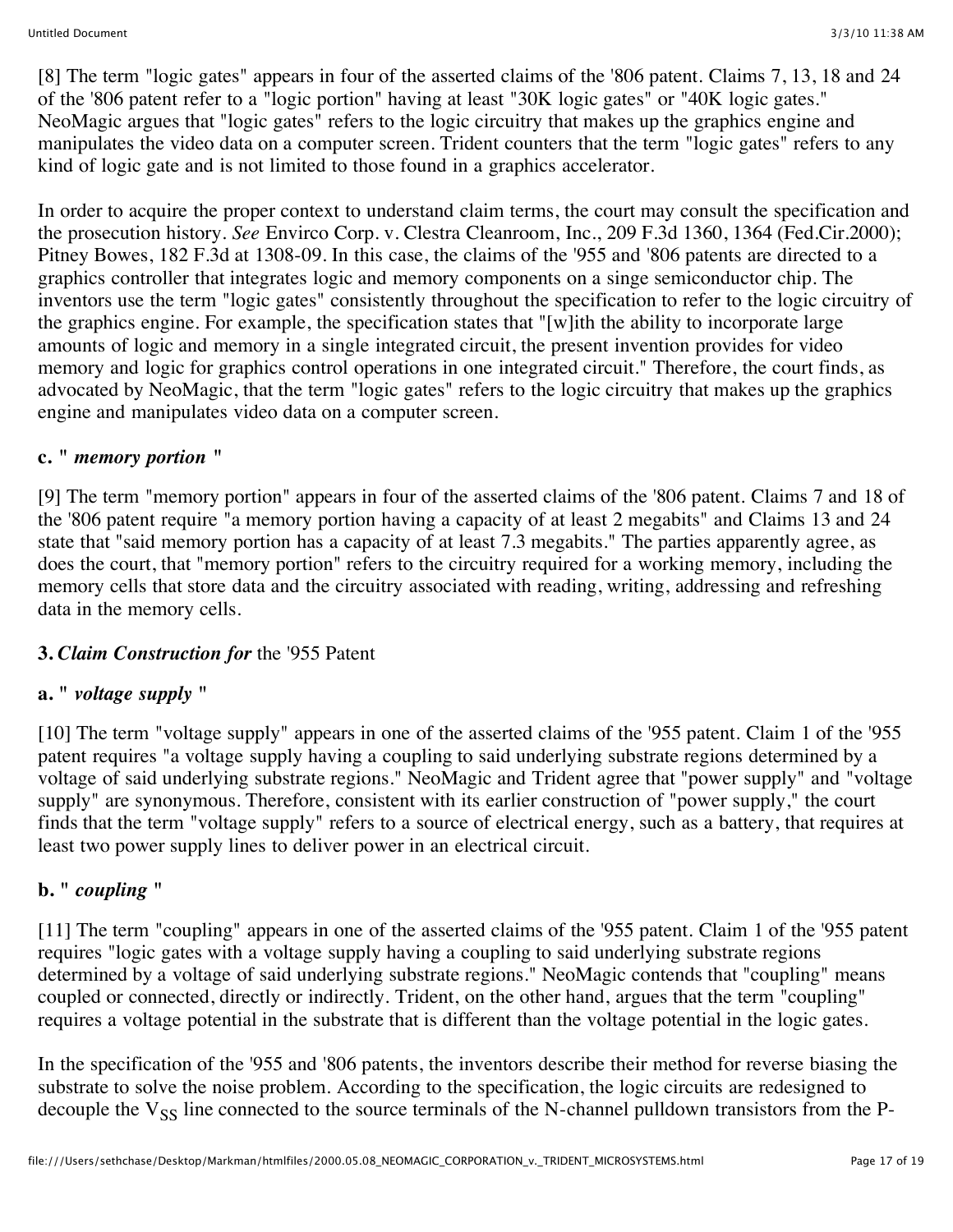[8] The term "logic gates" appears in four of the asserted claims of the '806 patent. Claims 7, 13, 18 and 24 of the '806 patent refer to a "logic portion" having at least "30K logic gates" or "40K logic gates." NeoMagic argues that "logic gates" refers to the logic circuitry that makes up the graphics engine and manipulates the video data on a computer screen. Trident counters that the term "logic gates" refers to any kind of logic gate and is not limited to those found in a graphics accelerator.

In order to acquire the proper context to understand claim terms, the court may consult the specification and the prosecution history. *See* Envirco Corp. v. Clestra Cleanroom, Inc., 209 F.3d 1360, 1364 (Fed.Cir.2000); Pitney Bowes, 182 F.3d at 1308-09. In this case, the claims of the '955 and '806 patents are directed to a graphics controller that integrates logic and memory components on a singe semiconductor chip. The inventors use the term "logic gates" consistently throughout the specification to refer to the logic circuitry of the graphics engine. For example, the specification states that "[w]ith the ability to incorporate large amounts of logic and memory in a single integrated circuit, the present invention provides for video memory and logic for graphics control operations in one integrated circuit." Therefore, the court finds, as advocated by NeoMagic, that the term "logic gates" refers to the logic circuitry that makes up the graphics engine and manipulates video data on a computer screen.

#### c. " *memory portion* "

[9] The term "memory portion" appears in four of the asserted claims of the '806 patent. Claims 7 and 18 of the '806 patent require "a memory portion having a capacity of at least 2 megabits" and Claims 13 and 24 state that "said memory portion has a capacity of at least 7.3 megabits." The parties apparently agree, as does the court, that "memory portion" refers to the circuitry required for a working memory, including the memory cells that store data and the circuitry associated with reading, writing, addressing and refreshing data in the memory cells.

### 3. *Claim Construction for* the '955 Patent

#### a. " *voltage supply* "

[10] The term "voltage supply" appears in one of the asserted claims of the '955 patent. Claim 1 of the '955 patent requires "a voltage supply having a coupling to said underlying substrate regions determined by a voltage of said underlying substrate regions." NeoMagic and Trident agree that "power supply" and "voltage supply" are synonymous. Therefore, consistent with its earlier construction of "power supply," the court finds that the term "voltage supply" refers to a source of electrical energy, such as a battery, that requires at least two power supply lines to deliver power in an electrical circuit.

#### b. " *coupling* "

[11] The term "coupling" appears in one of the asserted claims of the '955 patent. Claim 1 of the '955 patent requires "logic gates with a voltage supply having a coupling to said underlying substrate regions determined by a voltage of said underlying substrate regions." NeoMagic contends that "coupling" means coupled or connected, directly or indirectly. Trident, on the other hand, argues that the term "coupling" requires a voltage potential in the substrate that is different than the voltage potential in the logic gates.

In the specification of the '955 and '806 patents, the inventors describe their method for reverse biasing the substrate to solve the noise problem. According to the specification, the logic circuits are redesigned to decouple the $V_{SS}$ line connected to the source terminals of the N-channel pulldown transistors from the P-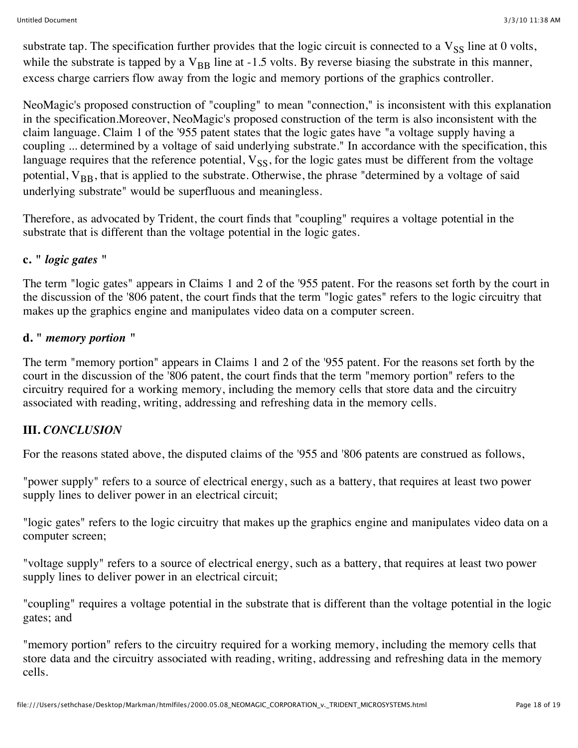substrate tap. The specification further provides that the logic circuit is connected to a $V_{SS}$ line at 0 volts, while the substrate is tapped by a $V_{BB}$ line at -1.5 volts. By reverse biasing the substrate in this manner, excess charge carriers flow away from the logic and memory portions of the graphics controller.

NeoMagic's proposed construction of "coupling" to mean "connection," is inconsistent with this explanation in the specification.Moreover, NeoMagic's proposed construction of the term is also inconsistent with the claim language. Claim 1 of the '955 patent states that the logic gates have "a voltage supply having a coupling ... determined by a voltage of said underlying substrate." In accordance with the specification, this language requires that the reference potential, $V_{SS}$, for the logic gates must be different from the voltage potential, $V_{BB}$, that is applied to the substrate. Otherwise, the phrase "determined by a voltage of said underlying substrate" would be superfluous and meaningless.

Therefore, as advocated by Trident, the court finds that "coupling" requires a voltage potential in the substrate that is different than the voltage potential in the logic gates.

#### c. " *logic gates* "

The term "logic gates" appears in Claims 1 and 2 of the '955 patent. For the reasons set forth by the court in the discussion of the '806 patent, the court finds that the term "logic gates" refers to the logic circuitry that makes up the graphics engine and manipulates video data on a computer screen.

#### d. " *memory portion* "

The term "memory portion" appears in Claims 1 and 2 of the '955 patent. For the reasons set forth by the court in the discussion of the '806 patent, the court finds that the term "memory portion" refers to the circuitry required for a working memory, including the memory cells that store data and the circuitry associated with reading, writing, addressing and refreshing data in the memory cells.

### III. *CONCLUSION*

For the reasons stated above, the disputed claims of the '955 and '806 patents are construed as follows,

"power supply" refers to a source of electrical energy, such as a battery, that requires at least two power supply lines to deliver power in an electrical circuit;

"logic gates" refers to the logic circuitry that makes up the graphics engine and manipulates video data on a computer screen;

"voltage supply" refers to a source of electrical energy, such as a battery, that requires at least two power supply lines to deliver power in an electrical circuit;

"coupling" requires a voltage potential in the substrate that is different than the voltage potential in the logic gates; and

"memory portion" refers to the circuitry required for a working memory, including the memory cells that store data and the circuitry associated with reading, writing, addressing and refreshing data in the memory cells.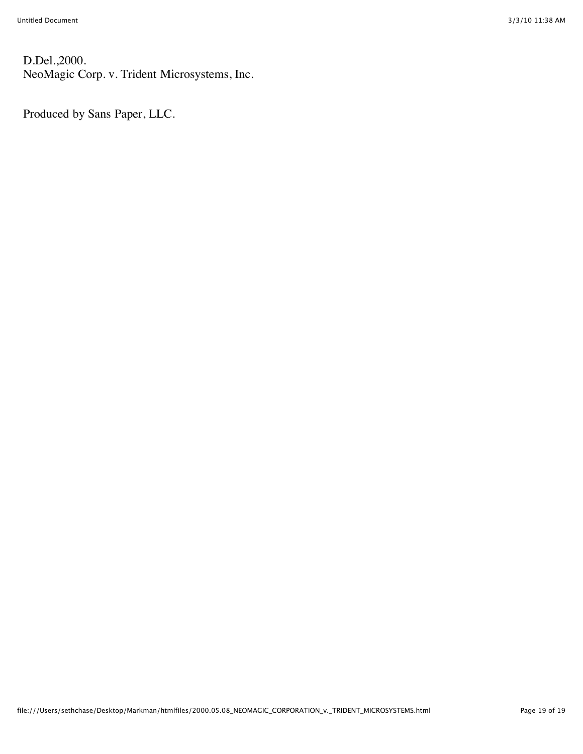D.Del.,2000.
NeoMagic Corp. v. Trident Microsystems, Inc.

Produced by Sans Paper, LLC.